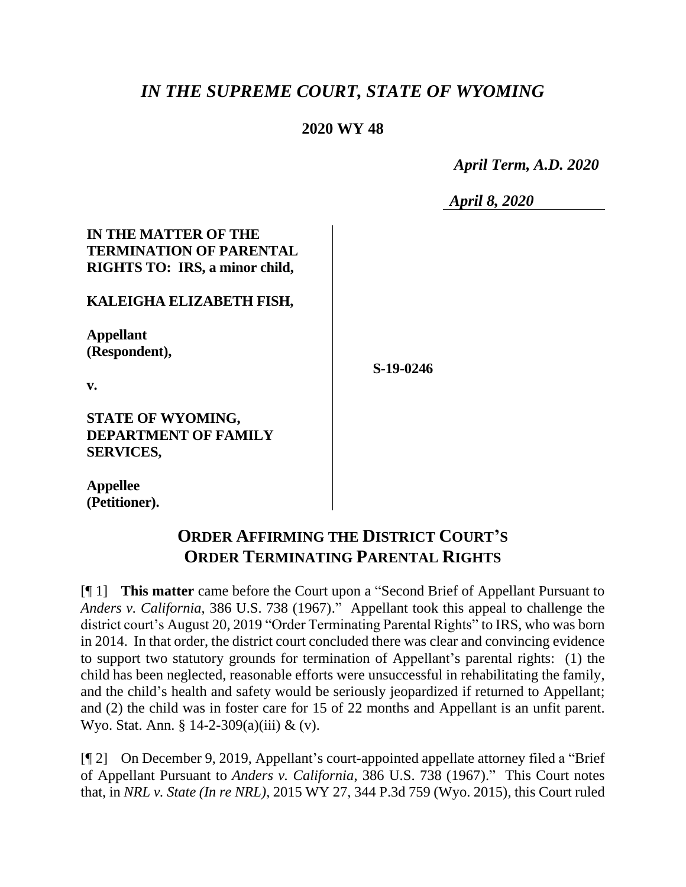# *IN THE SUPREME COURT, STATE OF WYOMING*

**2020 WY 48**

*April Term, A.D. 2020*

*April 8, 2020*

**IN THE MATTER OF THE TERMINATION OF PARENTAL RIGHTS TO: IRS, a minor child,**

**KALEIGHA ELIZABETH FISH,**

**Appellant (Respondent),**

**v.**

**STATE OF WYOMING, DEPARTMENT OF FAMILY SERVICES,**

**Appellee (Petitioner).**

**S-19-0246**

## ORDER AFFIRMING THE DISTRICT COURT'S ORDER TERMINATING PARENTAL RIGHTS

[¶ 1] **This matter** came before the Court upon a "Second Brief of Appellant Pursuant to *Anders v. California*, 386 U.S. 738 (1967)." Appellant took this appeal to challenge the district court's August 20, 2019 "Order Terminating Parental Rights" to IRS, who was born in 2014. In that order, the district court concluded there was clear and convincing evidence to support two statutory grounds for termination of Appellant's parental rights: (1) the child has been neglected, reasonable efforts were unsuccessful in rehabilitating the family, and the child's health and safety would be seriously jeopardized if returned to Appellant; and (2) the child was in foster care for 15 of 22 months and Appellant is an unfit parent. Wyo. Stat. Ann. § 14-2-309(a)(iii) & (v).

[¶ 2] On December 9, 2019, Appellant's court-appointed appellate attorney filed a "Brief of Appellant Pursuant to *Anders v. California*, 386 U.S. 738 (1967)." This Court notes that, in *NRL v. State (In re NRL)*, 2015 WY 27, 344 P.3d 759 (Wyo. 2015), this Court ruled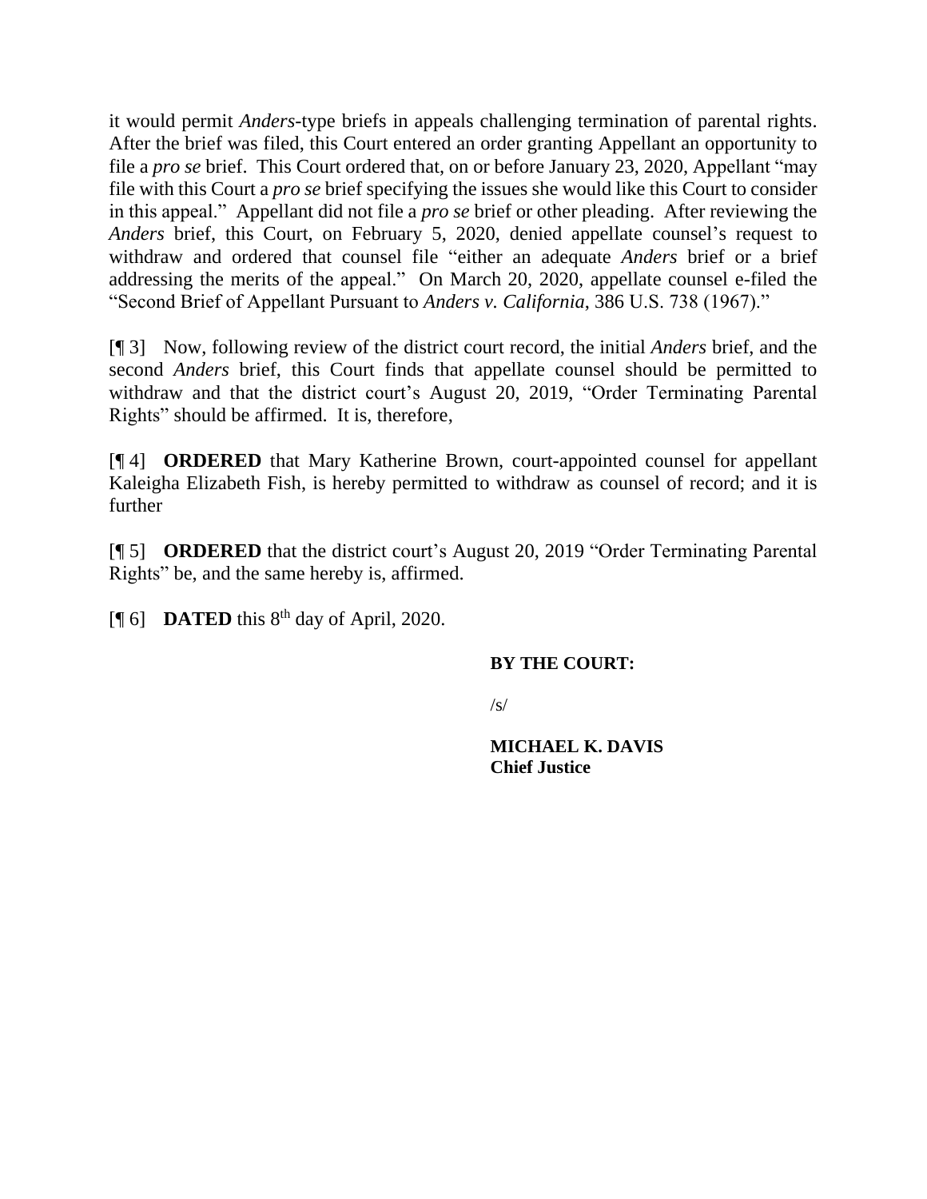it would permit *Anders*-type briefs in appeals challenging termination of parental rights. After the brief was filed, this Court entered an order granting Appellant an opportunity to file a *pro se* brief. This Court ordered that, on or before January 23, 2020, Appellant "may file with this Court a *pro se* brief specifying the issues she would like this Court to consider in this appeal." Appellant did not file a *pro se* brief or other pleading. After reviewing the *Anders* brief, this Court, on February 5, 2020, denied appellate counsel's request to withdraw and ordered that counsel file "either an adequate *Anders* brief or a brief addressing the merits of the appeal." On March 20, 2020, appellate counsel e-filed the "Second Brief of Appellant Pursuant to *Anders v. California*, 386 U.S. 738 (1967)."

[¶ 3] Now, following review of the district court record, the initial *Anders* brief, and the second *Anders* brief, this Court finds that appellate counsel should be permitted to withdraw and that the district court's August 20, 2019, "Order Terminating Parental Rights" should be affirmed. It is, therefore,

[¶ 4] **ORDERED** that Mary Katherine Brown, court-appointed counsel for appellant Kaleigha Elizabeth Fish, is hereby permitted to withdraw as counsel of record; and it is further

[¶ 5] **ORDERED** that the district court's August 20, 2019 "Order Terminating Parental Rights" be, and the same hereby is, affirmed.

[¶ 6] **DATED** this 8th day of April, 2020.

**BY THE COURT:**

/s/

**MICHAEL K. DAVIS**
**Chief Justice**